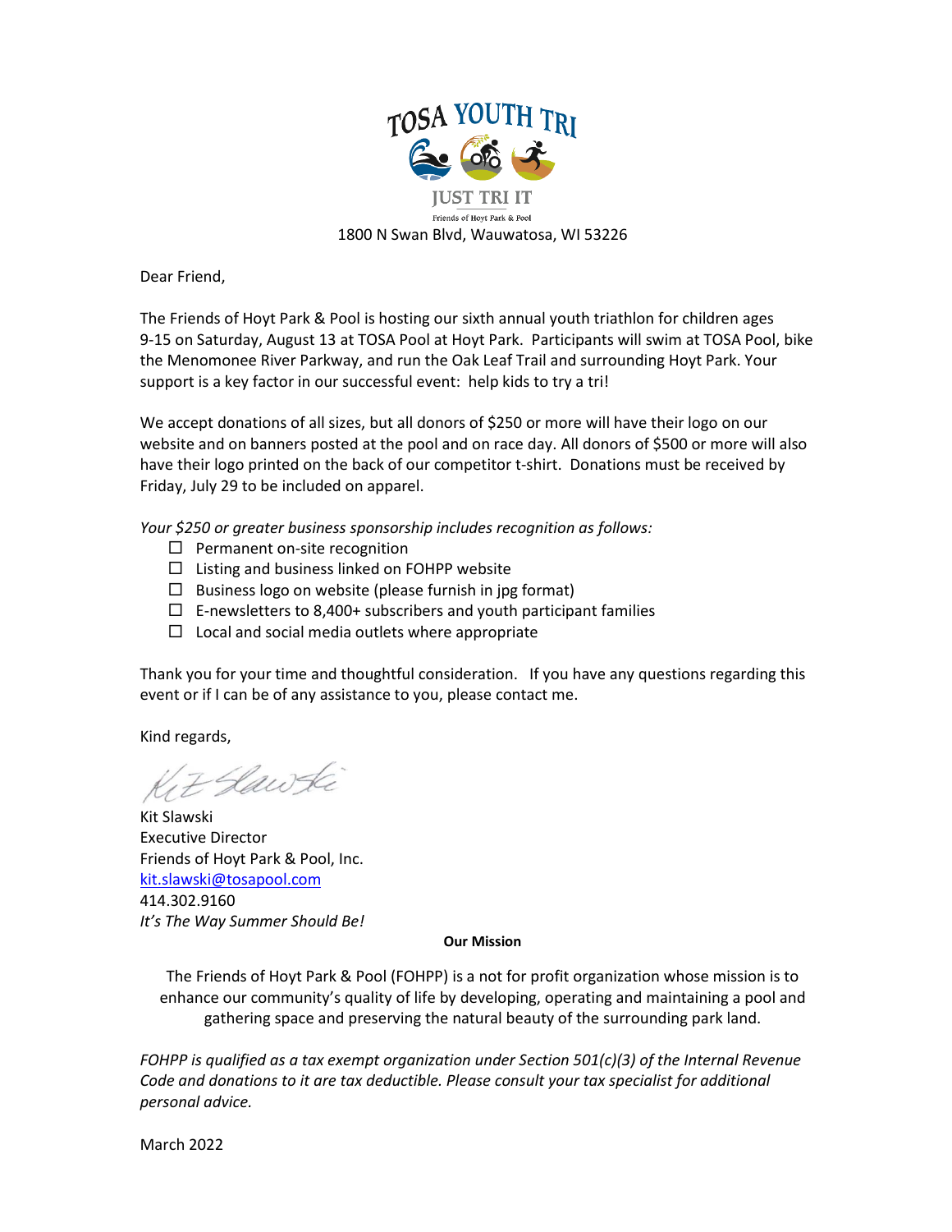# TOSA YOUTH TRI

JUST TRI IT

Friends of Hoyt Park & Pool

1800 N Swan Blvd, Wauwatosa, WI 53226

Dear Friend,

The Friends of Hoyt Park & Pool is hosting our sixth annual youth triathlon for children ages 9-15 on Saturday, August 13 at TOSA Pool at Hoyt Park. Participants will swim at TOSA Pool, bike the Menomonee River Parkway, and run the Oak Leaf Trail and surrounding Hoyt Park. Your support is a key factor in our successful event: help kids to try a tri!

We accept donations of all sizes, but all donors of $250 or more will have their logo on our website and on banners posted at the pool and on race day. All donors of $500 or more will also have their logo printed on the back of our competitor t-shirt. Donations must be received by Friday, July 29 to be included on apparel.

*Your $250 or greater business sponsorship includes recognition as follows:*

- ☐ Permanent on-site recognition
- ☐ Listing and business linked on FOHPP website
- ☐ Business logo on website (please furnish in jpg format)
- ☐ E-newsletters to 8,400+ subscribers and youth participant families
- ☐ Local and social media outlets where appropriate

Thank you for your time and thoughtful consideration. If you have any questions regarding this event or if I can be of any assistance to you, please contact me.

Kind regards,

Kit Slawski
Executive Director
Friends of Hoyt Park & Pool, Inc.
kit.slawski@tosapool.com
414.302.9160
*It's The Way Summer Should Be!*

**Our Mission**

The Friends of Hoyt Park & Pool (FOHPP) is a not for profit organization whose mission is to enhance our community's quality of life by developing, operating and maintaining a pool and gathering space and preserving the natural beauty of the surrounding park land.

*FOHPP is qualified as a tax exempt organization under Section 501(c)(3) of the Internal Revenue Code and donations to it are tax deductible. Please consult your tax specialist for additional personal advice.*

March 2022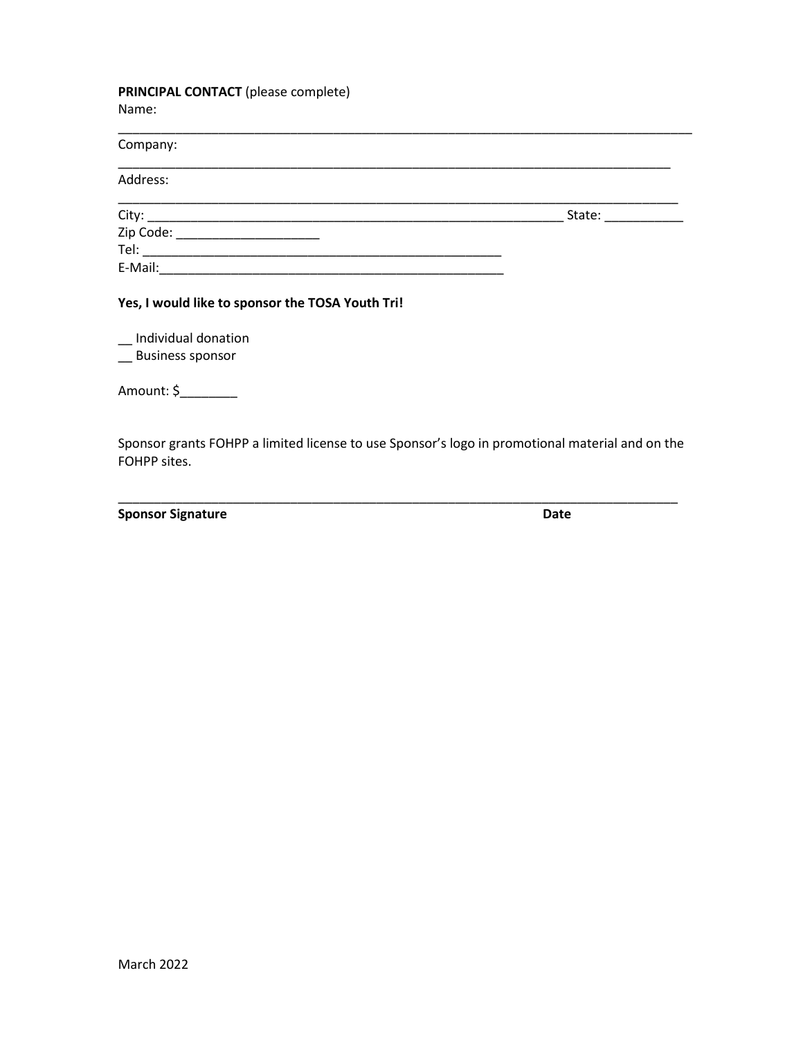**PRINCIPAL CONTACT** (please complete)

Name:

_________________________________________________________________________________

Company:

_______________________________________________________________________________

Address:

________________________________________________________________________________

City: ___________________________________________________________ State: ___________

Zip Code: ____________________

Tel: ____________________________________________________

E-Mail:__________________________________________________

**Yes, I would like to sponsor the TOSA Youth Tri!**

__ Individual donation

__ Business sponsor

Amount: $________

Sponsor grants FOHPP a limited license to use Sponsor's logo in promotional material and on the FOHPP sites.

________________________________________________________________________________

**Sponsor Signature** **Date**

March 2022